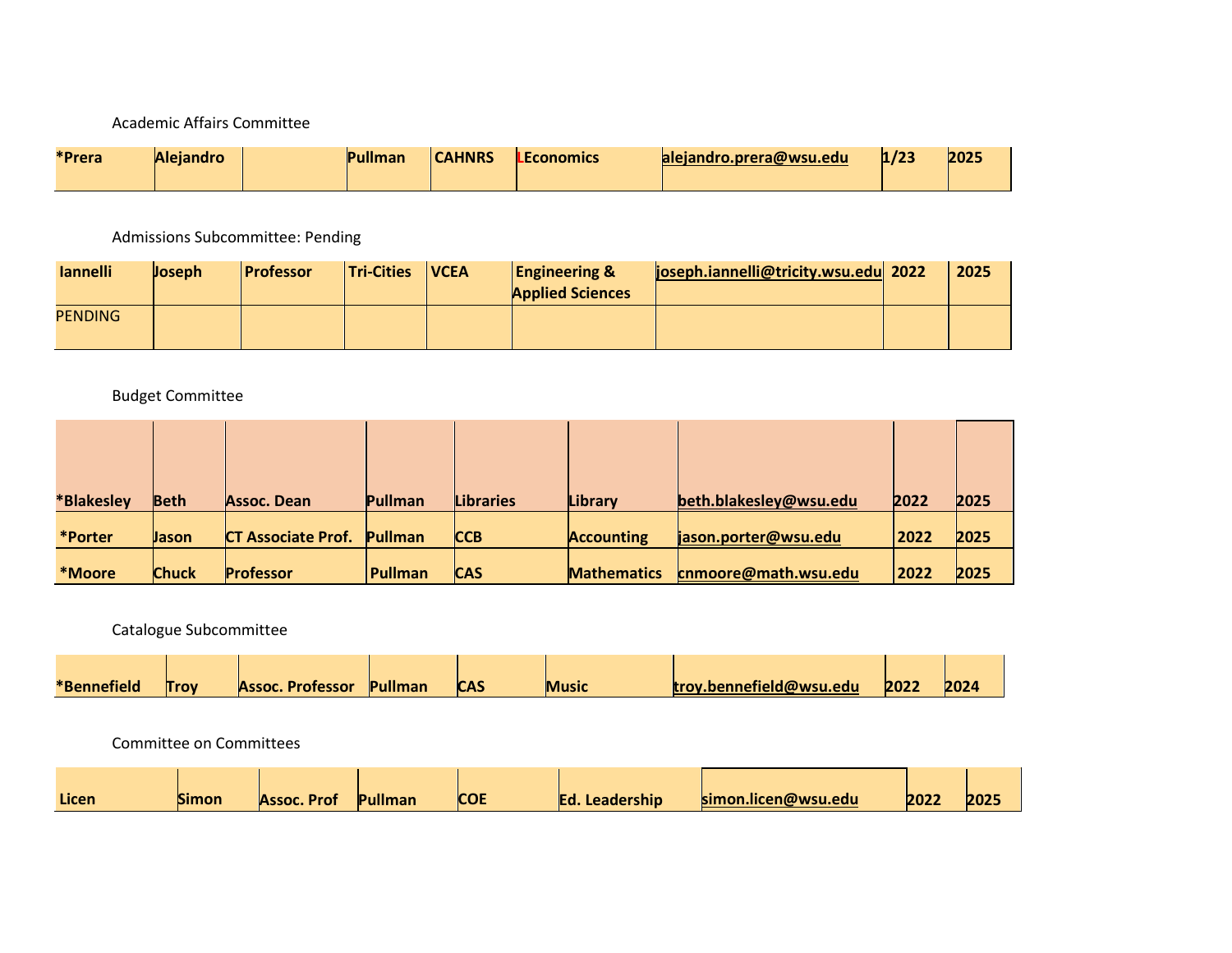Academic Affairs Committee

| | | | | | | | | |
|---|---|---|---|---|---|---|---|---|
| **\*Prera** | **Alejandro** | | **Pullman** | **CAHNRS** | **LEconomics** | **alejandro.prera@wsu.edu** | **1/23** | **2025** |

Admissions Subcommittee: Pending

| | | | | | | | | |
|---|---|---|---|---|---|---|---|---|
| **Iannelli** | **Joseph** | **Professor** | **Tri-Cities** | **VCEA** | **Engineering & Applied Sciences** | **joseph.iannelli@tricity.wsu.edu** | **2022** | **2025** |
| PENDING | | | | | | | | |

Budget Committee

| | | | | | | | | |
|---|---|---|---|---|---|---|---|---|
| **\*Blakesley** | **Beth** | **Assoc. Dean** | **Pullman** | **Libraries** | **Library** | **beth.blakesley@wsu.edu** | **2022** | **2025** |
| **\*Porter** | **Jason** | **CT Associate Prof.** | **Pullman** | **CCB** | **Accounting** | **jason.porter@wsu.edu** | **2022** | **2025** |
| **\*Moore** | **Chuck** | **Professor** | **Pullman** | **CAS** | **Mathematics** | **cnmoore@math.wsu.edu** | **2022** | **2025** |

Catalogue Subcommittee

| | | | | | | | | |
|---|---|---|---|---|---|---|---|---|
| **\*Bennefield** | **Troy** | **Assoc. Professor** | **Pullman** | **CAS** | **Music** | **troy.bennefield@wsu.edu** | **2022** | **2024** |

Committee on Committees

| | | | | | | | | |
|---|---|---|---|---|---|---|---|---|
| **Licen** | **Simon** | **Assoc. Prof** | **Pullman** | **COE** | **Ed. Leadership** | **simon.licen@wsu.edu** | **2022** | **2025** |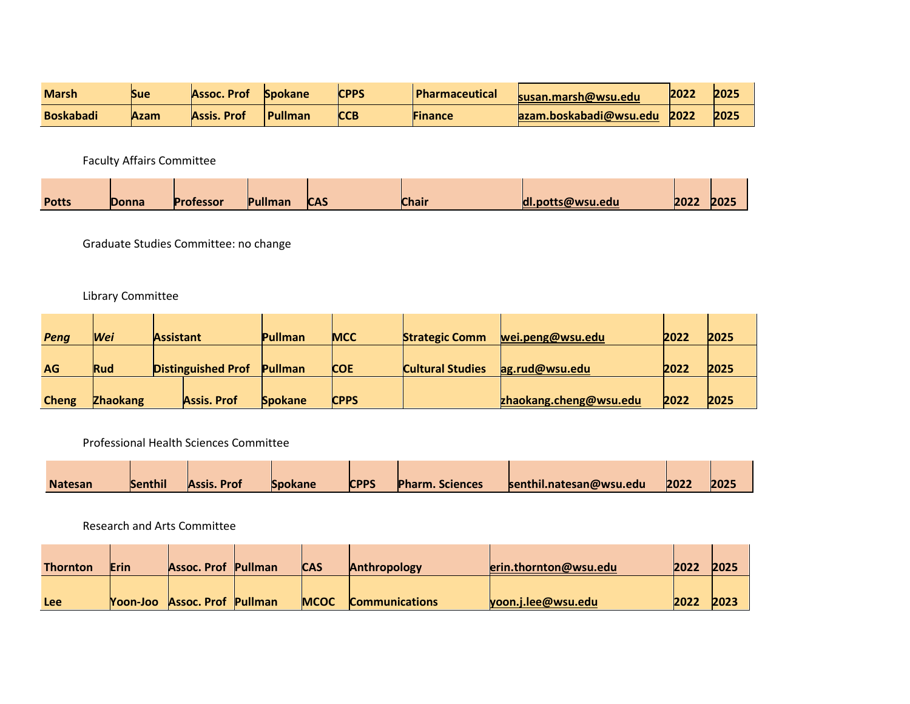| | | | | | | | | |
|---|---|---|---|---|---|---|---|---|
| **Marsh** | **Sue** | **Assoc. Prof** | **Spokane** | **CPPS** | **Pharmaceutical** | **susan.marsh@wsu.edu** | **2022** | **2025** |
| **Boskabadi** | **Azam** | **Assis. Prof** | **Pullman** | **CCB** | **Finance** | **azam.boskabadi@wsu.edu** | **2022** | **2025** |

Faculty Affairs Committee

| | | | | | | | | |
|---|---|---|---|---|---|---|---|---|
| **Potts** | **Donna** | **Professor** | **Pullman** | **CAS** | **Chair** | **dl.potts@wsu.edu** | **2022** | **2025** |

Graduate Studies Committee: no change

Library Committee

| | | | | | | | | |
|---|---|---|---|---|---|---|---|---|
| ***Peng*** | ***Wei*** | **Assistant** | **Pullman** | **MCC** | **Strategic Comm** | **wei.peng@wsu.edu** | **2022** | **2025** |
| **AG** | **Rud** | **Distinguished Prof** | **Pullman** | **COE** | **Cultural Studies** | **ag.rud@wsu.edu** | **2022** | **2025** |
| **Cheng** | **Zhaokang** | **Assis. Prof** | **Spokane** | **CPPS** | | **zhaokang.cheng@wsu.edu** | **2022** | **2025** |

Professional Health Sciences Committee

| | | | | | | | | |
|---|---|---|---|---|---|---|---|---|
| **Natesan** | **Senthil** | **Assis. Prof** | **Spokane** | **CPPS** | **Pharm. Sciences** | **senthil.natesan@wsu.edu** | **2022** | **2025** |

Research and Arts Committee

| | | | | | | | | |
|---|---|---|---|---|---|---|---|---|
| **Thornton** | **Erin** | **Assoc. Prof** | **Pullman** | **CAS** | **Anthropology** | **erin.thornton@wsu.edu** | **2022** | **2025** |
| **Lee** | **Yoon-Joo** | **Assoc. Prof** | **Pullman** | **MCOC** | **Communications** | **yoon.j.lee@wsu.edu** | **2022** | **2023** |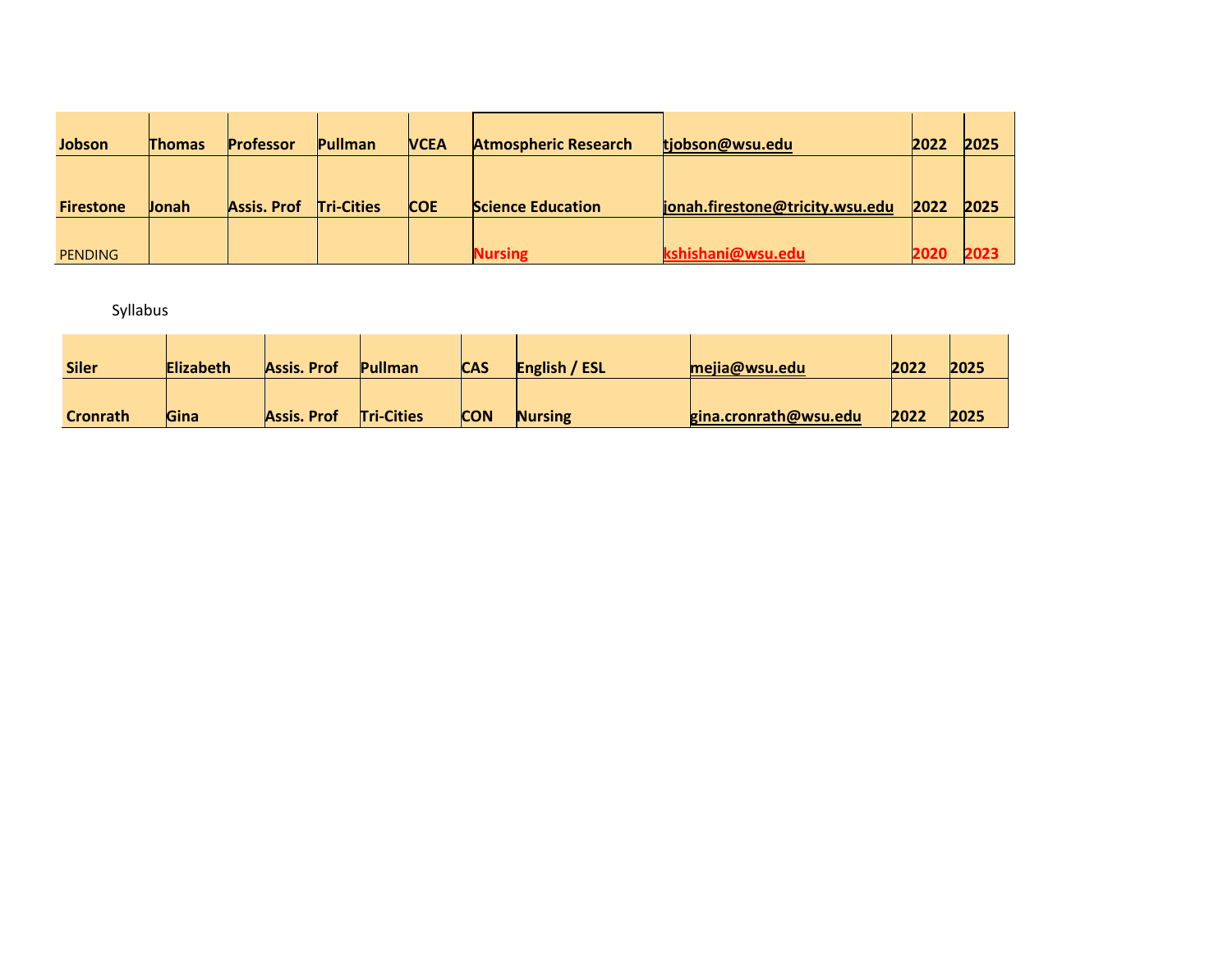| | | | | | | | | |
|---|---|---|---|---|---|---|---|---|
| **Jobson** | **Thomas** | **Professor** | **Pullman** | **VCEA** | **Atmospheric Research** | **tjobson@wsu.edu** | **2022** | **2025** |
| **Firestone** | **Jonah** | **Assis. Prof** | **Tri-Cities** | **COE** | **Science Education** | **jonah.firestone@tricity.wsu.edu** | **2022** | **2025** |
| PENDING | | | | | **Nursing** | **kshishani@wsu.edu** | **2020** | **2023** |

Syllabus

| | | | | | | | | |
|---|---|---|---|---|---|---|---|---|
| **Siler** | **Elizabeth** | **Assis. Prof** | **Pullman** | **CAS** | **English / ESL** | **mejia@wsu.edu** | **2022** | **2025** |
| **Cronrath** | **Gina** | **Assis. Prof** | **Tri-Cities** | **CON** | **Nursing** | **gina.cronrath@wsu.edu** | **2022** | **2025** |